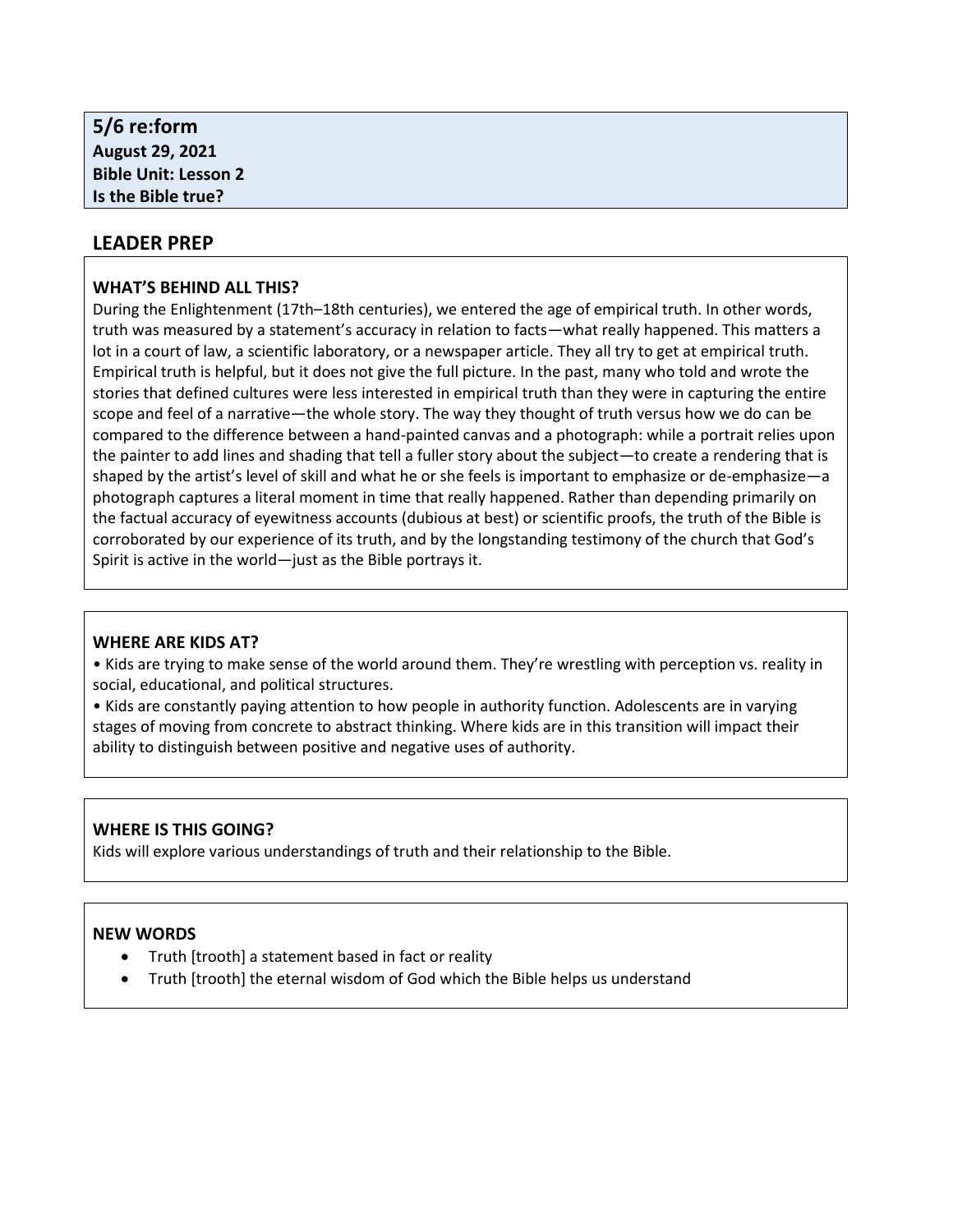**5/6 re:form**
**August 29, 2021**
**Bible Unit: Lesson 2**
**Is the Bible true?**

## LEADER PREP

### WHAT'S BEHIND ALL THIS?

During the Enlightenment (17th–18th centuries), we entered the age of empirical truth. In other words, truth was measured by a statement's accuracy in relation to facts—what really happened. This matters a lot in a court of law, a scientific laboratory, or a newspaper article. They all try to get at empirical truth. Empirical truth is helpful, but it does not give the full picture. In the past, many who told and wrote the stories that defined cultures were less interested in empirical truth than they were in capturing the entire scope and feel of a narrative—the whole story. The way they thought of truth versus how we do can be compared to the difference between a hand-painted canvas and a photograph: while a portrait relies upon the painter to add lines and shading that tell a fuller story about the subject—to create a rendering that is shaped by the artist's level of skill and what he or she feels is important to emphasize or de-emphasize—a photograph captures a literal moment in time that really happened. Rather than depending primarily on the factual accuracy of eyewitness accounts (dubious at best) or scientific proofs, the truth of the Bible is corroborated by our experience of its truth, and by the longstanding testimony of the church that God's Spirit is active in the world—just as the Bible portrays it.

### WHERE ARE KIDS AT?

- Kids are trying to make sense of the world around them. They're wrestling with perception vs. reality in social, educational, and political structures.
- Kids are constantly paying attention to how people in authority function. Adolescents are in varying stages of moving from concrete to abstract thinking. Where kids are in this transition will impact their ability to distinguish between positive and negative uses of authority.

### WHERE IS THIS GOING?

Kids will explore various understandings of truth and their relationship to the Bible.

### NEW WORDS

- Truth [trooth] a statement based in fact or reality
- Truth [trooth] the eternal wisdom of God which the Bible helps us understand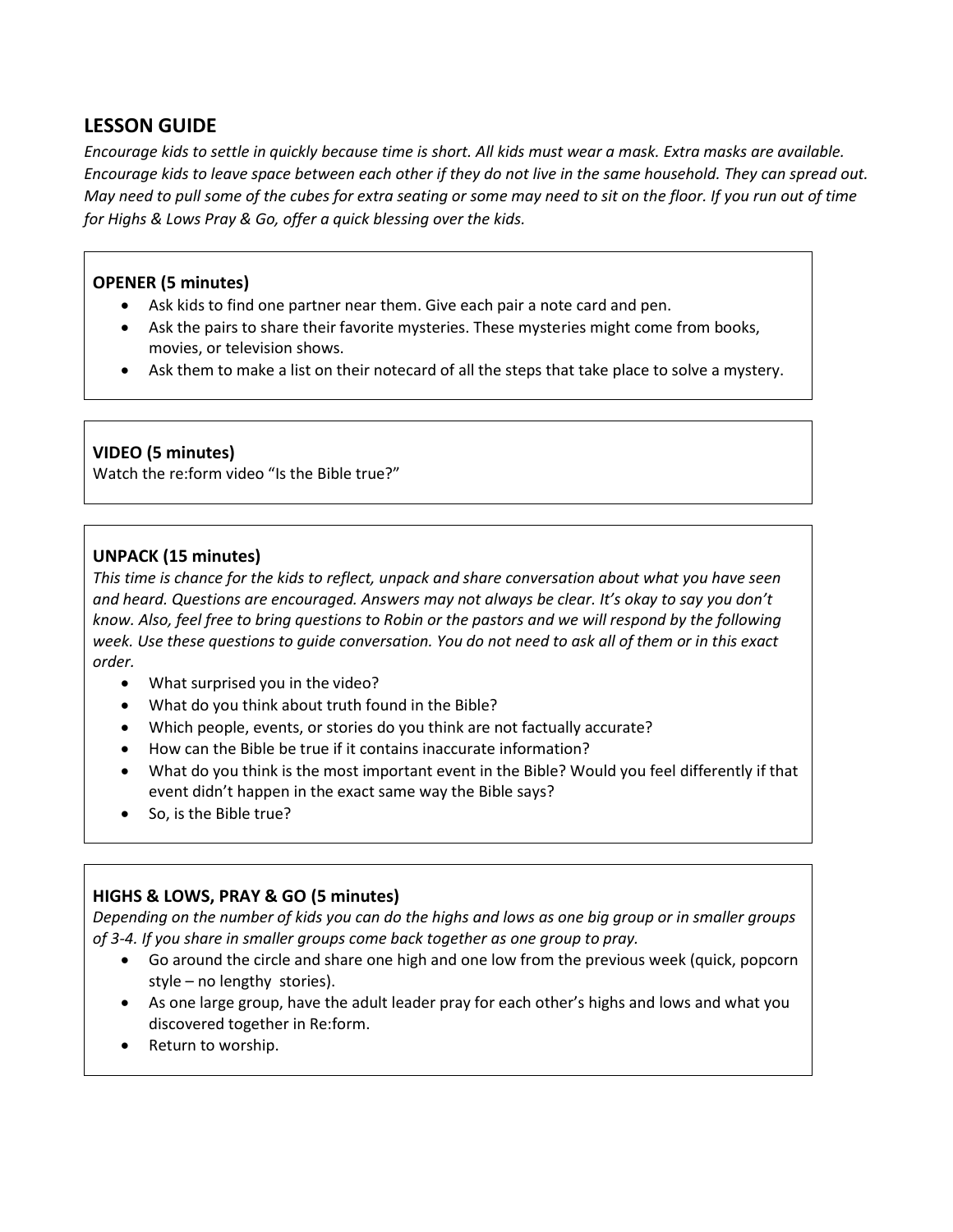## LESSON GUIDE

*Encourage kids to settle in quickly because time is short. All kids must wear a mask. Extra masks are available. Encourage kids to leave space between each other if they do not live in the same household. They can spread out. May need to pull some of the cubes for extra seating or some may need to sit on the floor. If you run out of time for Highs & Lows Pray & Go, offer a quick blessing over the kids.*

**OPENER (5 minutes)**

- Ask kids to find one partner near them. Give each pair a note card and pen.
- Ask the pairs to share their favorite mysteries. These mysteries might come from books, movies, or television shows.
- Ask them to make a list on their notecard of all the steps that take place to solve a mystery.

**VIDEO (5 minutes)**

Watch the re:form video "Is the Bible true?"

**UNPACK (15 minutes)**

*This time is chance for the kids to reflect, unpack and share conversation about what you have seen and heard. Questions are encouraged. Answers may not always be clear. It's okay to say you don't know. Also, feel free to bring questions to Robin or the pastors and we will respond by the following week. Use these questions to guide conversation. You do not need to ask all of them or in this exact order.*

- What surprised you in the video?
- What do you think about truth found in the Bible?
- Which people, events, or stories do you think are not factually accurate?
- How can the Bible be true if it contains inaccurate information?
- What do you think is the most important event in the Bible? Would you feel differently if that event didn't happen in the exact same way the Bible says?
- So, is the Bible true?

**HIGHS & LOWS, PRAY & GO (5 minutes)**

*Depending on the number of kids you can do the highs and lows as one big group or in smaller groups of 3-4. If you share in smaller groups come back together as one group to pray.*

- Go around the circle and share one high and one low from the previous week (quick, popcorn style – no lengthy stories).
- As one large group, have the adult leader pray for each other's highs and lows and what you discovered together in Re:form.
- Return to worship.